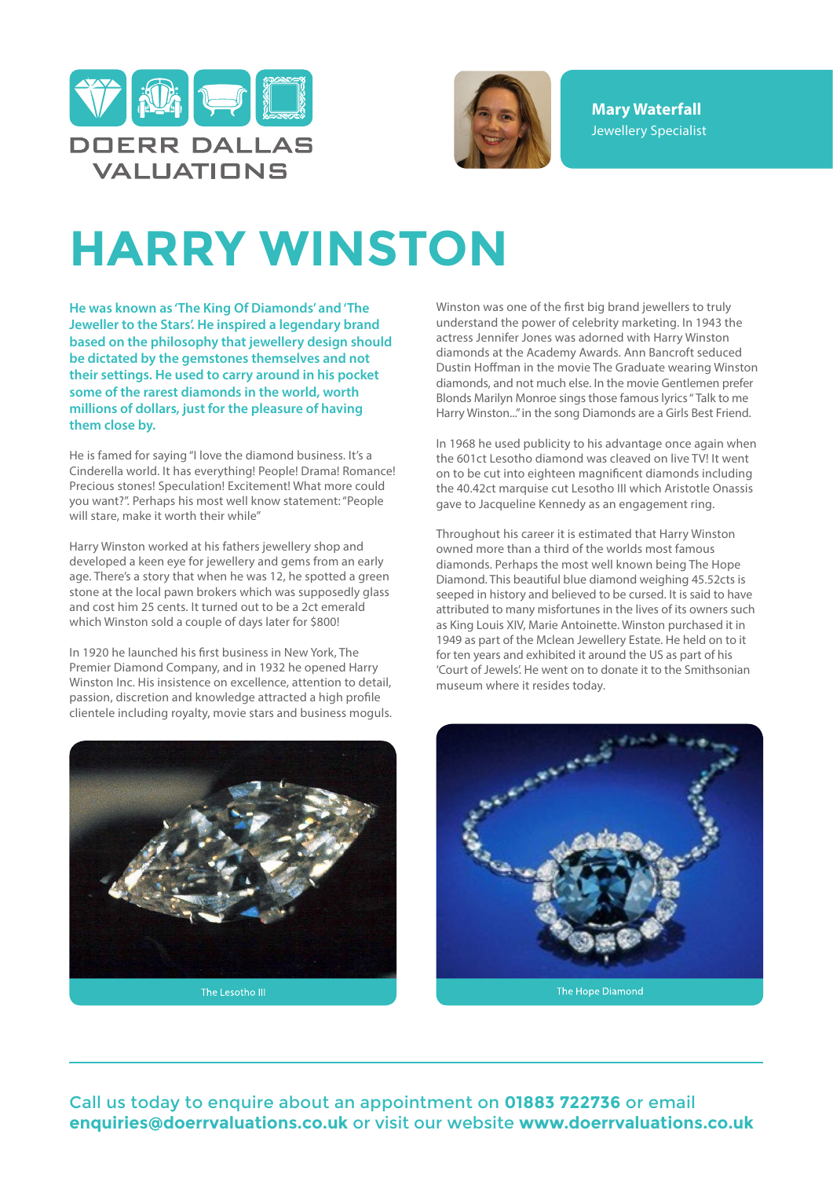DOERR DALLAS VALUATIONS

**Mary Waterfall**
Jewellery Specialist

# HARRY WINSTON

**He was known as 'The King Of Diamonds' and 'The Jeweller to the Stars'. He inspired a legendary brand based on the philosophy that jewellery design should be dictated by the gemstones themselves and not their settings. He used to carry around in his pocket some of the rarest diamonds in the world, worth millions of dollars, just for the pleasure of having them close by.**

He is famed for saying "I love the diamond business. It's a Cinderella world. It has everything! People! Drama! Romance! Precious stones! Speculation! Excitement! What more could you want?". Perhaps his most well know statement: "People will stare, make it worth their while"

Harry Winston worked at his fathers jewellery shop and developed a keen eye for jewellery and gems from an early age. There's a story that when he was 12, he spotted a green stone at the local pawn brokers which was supposedly glass and cost him 25 cents. It turned out to be a 2ct emerald which Winston sold a couple of days later for $800!

In 1920 he launched his first business in New York, The Premier Diamond Company, and in 1932 he opened Harry Winston Inc. His insistence on excellence, attention to detail, passion, discretion and knowledge attracted a high profile clientele including royalty, movie stars and business moguls.

Winston was one of the first big brand jewellers to truly understand the power of celebrity marketing. In 1943 the actress Jennifer Jones was adorned with Harry Winston diamonds at the Academy Awards. Ann Bancroft seduced Dustin Hoffman in the movie The Graduate wearing Winston diamonds, and not much else. In the movie Gentlemen prefer Blonds Marilyn Monroe sings those famous lyrics " Talk to me Harry Winston..." in the song Diamonds are a Girls Best Friend.

In 1968 he used publicity to his advantage once again when the 601ct Lesotho diamond was cleaved on live TV! It went on to be cut into eighteen magnificent diamonds including the 40.42ct marquise cut Lesotho III which Aristotle Onassis gave to Jacqueline Kennedy as an engagement ring.

Throughout his career it is estimated that Harry Winston owned more than a third of the worlds most famous diamonds. Perhaps the most well known being The Hope Diamond. This beautiful blue diamond weighing 45.52cts is seeped in history and believed to be cursed. It is said to have attributed to many misfortunes in the lives of its owners such as King Louis XIV, Marie Antoinette. Winston purchased it in 1949 as part of the Mclean Jewellery Estate. He held on to it for ten years and exhibited it around the US as part of his 'Court of Jewels'. He went on to donate it to the Smithsonian museum where it resides today.

The Lesotho III

The Hope Diamond

Call us today to enquire about an appointment on **01883 722736** or email **enquiries@doerrvaluations.co.uk** or visit our website **www.doerrvaluations.co.uk**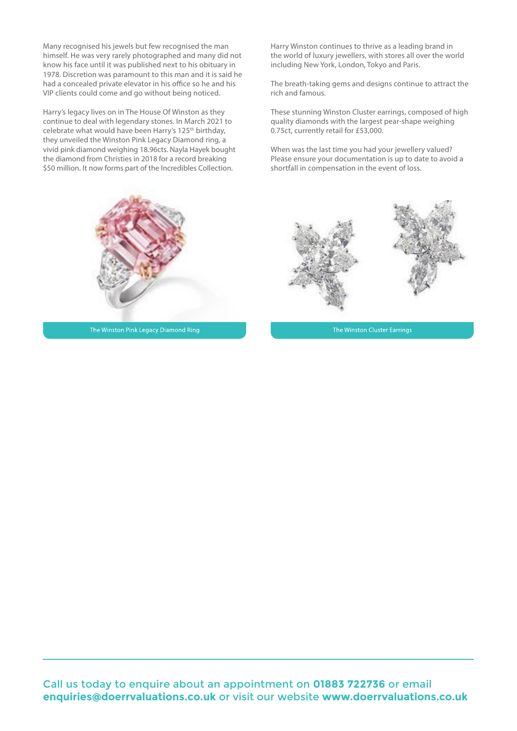Many recognised his jewels but few recognised the man himself. He was very rarely photographed and many did not know his face until it was published next to his obituary in 1978. Discretion was paramount to this man and it is said he had a concealed private elevator in his office so he and his VIP clients could come and go without being noticed.

Harry's legacy lives on in The House Of Winston as they continue to deal with legendary stones. In March 2021 to celebrate what would have been Harry's 125th birthday, they unveiled the Winston Pink Legacy Diamond ring, a vivid pink diamond weighing 18.96cts. Nayla Hayek bought the diamond from Christies in 2018 for a record breaking $50 million. It now forms part of the Incredibles Collection.

Harry Winston continues to thrive as a leading brand in the world of luxury jewellers, with stores all over the world including New York, London, Tokyo and Paris.

The breath-taking gems and designs continue to attract the rich and famous.

These stunning Winston Cluster earrings, composed of high quality diamonds with the largest pear-shape weighing 0.75ct, currently retail for £53,000.

When was the last time you had your jewellery valued? Please ensure your documentation is up to date to avoid a shortfall in compensation in the event of loss.

The Winston Pink Legacy Diamond Ring

The Winston Cluster Earrings

Call us today to enquire about an appointment on **01883 722736** or email **enquiries@doerrvaluations.co.uk** or visit our website **www.doerrvaluations.co.uk**